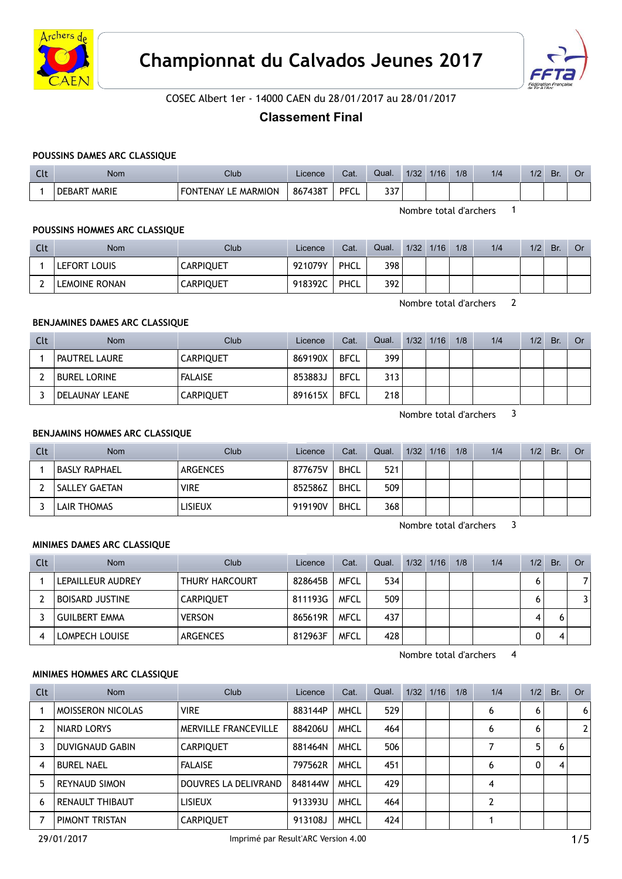# Championnat du Calvados Jeunes 2017

COSEC Albert 1er - 14000 CAEN du 28/01/2017 au 28/01/2017

## Classement Final

### POUSSINS DAMES ARC CLASSIQUE

| Clt | Nom | Club | Licence | Cat. | Qual. | 1/32 | 1/16 | 1/8 | 1/4 | 1/2 | Br. | Or |
|---|---|---|---|---|---|---|---|---|---|---|---|---|
| 1 | DEBART MARIE | FONTENAY LE MARMION | 867438T | PFCL | 337 | | | | | | | |

Nombre total d'archers 1

### POUSSINS HOMMES ARC CLASSIQUE

| Clt | Nom | Club | Licence | Cat. | Qual. | 1/32 | 1/16 | 1/8 | 1/4 | 1/2 | Br. | Or |
|---|---|---|---|---|---|---|---|---|---|---|---|---|
| 1 | LEFORT LOUIS | CARPIQUET | 921079Y | PHCL | 398 | | | | | | | |
| 2 | LEMOINE RONAN | CARPIQUET | 918392C | PHCL | 392 | | | | | | | |

Nombre total d'archers 2

### BENJAMINES DAMES ARC CLASSIQUE

| Clt | Nom | Club | Licence | Cat. | Qual. | 1/32 | 1/16 | 1/8 | 1/4 | 1/2 | Br. | Or |
|---|---|---|---|---|---|---|---|---|---|---|---|---|
| 1 | PAUTREL LAURE | CARPIQUET | 869190X | BFCL | 399 | | | | | | | |
| 2 | BUREL LORINE | FALAISE | 853883J | BFCL | 313 | | | | | | | |
| 3 | DELAUNAY LEANE | CARPIQUET | 891615X | BFCL | 218 | | | | | | | |

Nombre total d'archers 3

### BENJAMINS HOMMES ARC CLASSIQUE

| Clt | Nom | Club | Licence | Cat. | Qual. | 1/32 | 1/16 | 1/8 | 1/4 | 1/2 | Br. | Or |
|---|---|---|---|---|---|---|---|---|---|---|---|---|
| 1 | BASLY RAPHAEL | ARGENCES | 877675V | BHCL | 521 | | | | | | | |
| 2 | SALLEY GAETAN | VIRE | 852586Z | BHCL | 509 | | | | | | | |
| 3 | LAIR THOMAS | LISIEUX | 919190V | BHCL | 368 | | | | | | | |

Nombre total d'archers 3

### MINIMES DAMES ARC CLASSIQUE

| Clt | Nom | Club | Licence | Cat. | Qual. | 1/32 | 1/16 | 1/8 | 1/4 | 1/2 | Br. | Or |
|---|---|---|---|---|---|---|---|---|---|---|---|---|
| 1 | LEPAILLEUR AUDREY | THURY HARCOURT | 828645B | MFCL | 534 | | | | | 6 | | 7 |
| 2 | BOISARD JUSTINE | CARPIQUET | 811193G | MFCL | 509 | | | | | 6 | | 3 |
| 3 | GUILBERT EMMA | VERSON | 865619R | MFCL | 437 | | | | | 4 | 6 | |
| 4 | LOMPECH LOUISE | ARGENCES | 812963F | MFCL | 428 | | | | | 0 | 4 | |

Nombre total d'archers 4

### MINIMES HOMMES ARC CLASSIQUE

| Clt | Nom | Club | Licence | Cat. | Qual. | 1/32 | 1/16 | 1/8 | 1/4 | 1/2 | Br. | Or |
|---|---|---|---|---|---|---|---|---|---|---|---|---|
| 1 | MOISSERON NICOLAS | VIRE | 883144P | MHCL | 529 | | | | 6 | 6 | | 6 |
| 2 | NIARD LORYS | MERVILLE FRANCEVILLE | 884206U | MHCL | 464 | | | | 6 | 6 | | 2 |
| 3 | DUVIGNAUD GABIN | CARPIQUET | 881464N | MHCL | 506 | | | | 7 | 5 | 6 | |
| 4 | BUREL NAEL | FALAISE | 797562R | MHCL | 451 | | | | 6 | 0 | 4 | |
| 5 | REYNAUD SIMON | DOUVRES LA DELIVRAND | 848144W | MHCL | 429 | | | | 4 | | | |
| 6 | RENAULT THIBAUT | LISIEUX | 913393U | MHCL | 464 | | | | 2 | | | |
| 7 | PIMONT TRISTAN | CARPIQUET | 913108J | MHCL | 424 | | | | 1 | | | |

29/01/2017 Imprimé par Result'ARC Version 4.00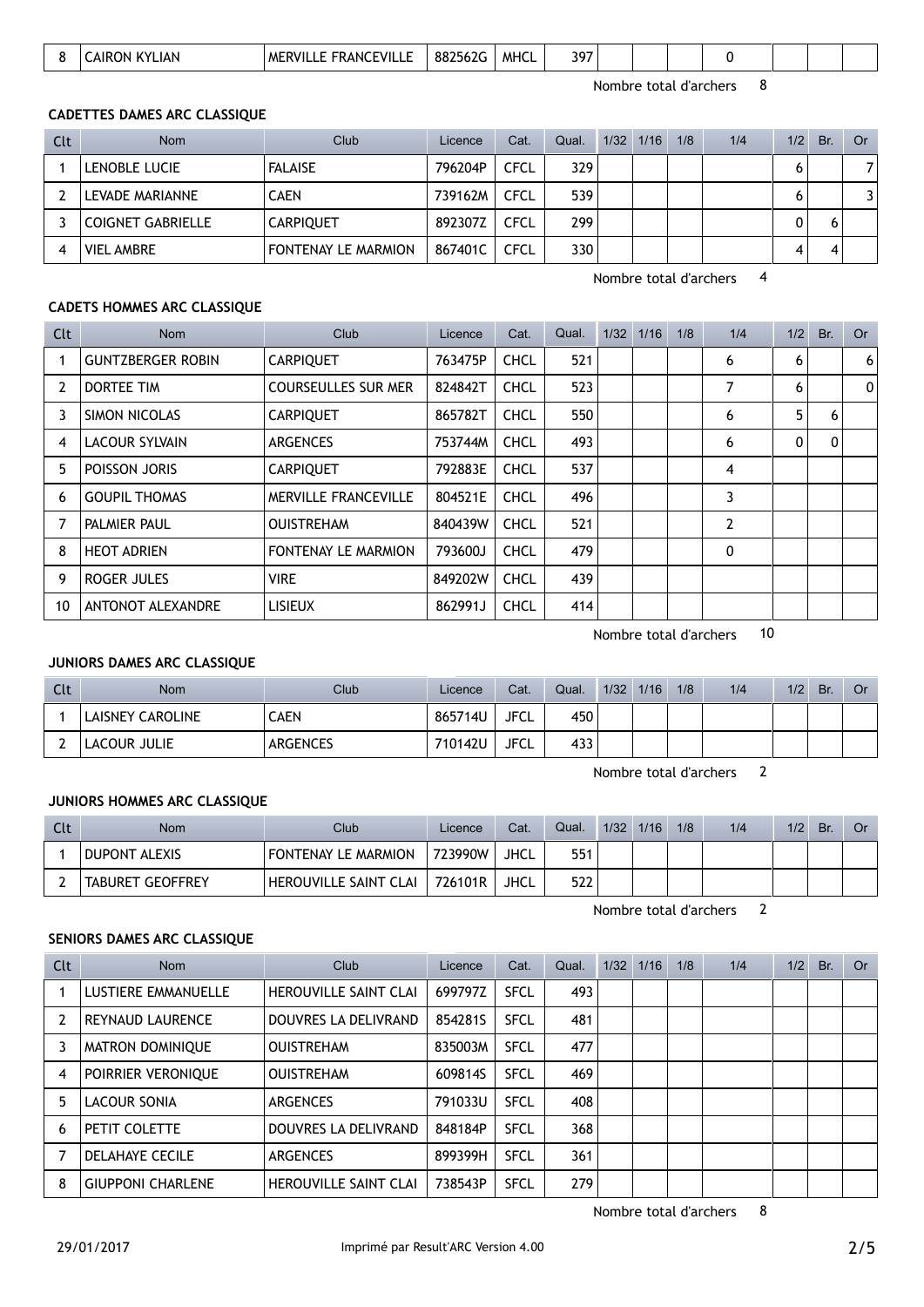| 8 | CAIRON KYLIAN | MERVILLE FRANCEVILLE | 882562G | MHCL | 397 | | | | | 0 | | | |
|---|---|---|---|---|---|---|---|---|---|---|---|---|---|

Nombre total d'archers 8

### CADETTES DAMES ARC CLASSIQUE

| Clt | Nom | Club | Licence | Cat. | Qual. | 1/32 | 1/16 | 1/8 | 1/4 | 1/2 | Br. | Or |
|---|---|---|---|---|---|---|---|---|---|---|---|---|
| 1 | LENOBLE LUCIE | FALAISE | 796204P | CFCL | 329 | | | | | 6 | | 7 |
| 2 | LEVADE MARIANNE | CAEN | 739162M | CFCL | 539 | | | | | 6 | | 3 |
| 3 | COIGNET GABRIELLE | CARPIQUET | 892307Z | CFCL | 299 | | | | | 0 | 6 | |
| 4 | VIEL AMBRE | FONTENAY LE MARMION | 867401C | CFCL | 330 | | | | | 4 | 4 | |

Nombre total d'archers 4

### CADETS HOMMES ARC CLASSIQUE

| Clt | Nom | Club | Licence | Cat. | Qual. | 1/32 | 1/16 | 1/8 | 1/4 | 1/2 | Br. | Or |
|---|---|---|---|---|---|---|---|---|---|---|---|---|
| 1 | GUNTZBERGER ROBIN | CARPIQUET | 763475P | CHCL | 521 | | | | 6 | 6 | | 6 |
| 2 | DORTEE TIM | COURSEULLES SUR MER | 824842T | CHCL | 523 | | | | 7 | 6 | | 0 |
| 3 | SIMON NICOLAS | CARPIQUET | 865782T | CHCL | 550 | | | | 6 | 5 | 6 | |
| 4 | LACOUR SYLVAIN | ARGENCES | 753744M | CHCL | 493 | | | | 6 | 0 | 0 | |
| 5 | POISSON JORIS | CARPIQUET | 792883E | CHCL | 537 | | | | 4 | | | |
| 6 | GOUPIL THOMAS | MERVILLE FRANCEVILLE | 804521E | CHCL | 496 | | | | 3 | | | |
| 7 | PALMIER PAUL | OUISTREHAM | 840439W | CHCL | 521 | | | | 2 | | | |
| 8 | HEOT ADRIEN | FONTENAY LE MARMION | 793600J | CHCL | 479 | | | | 0 | | | |
| 9 | ROGER JULES | VIRE | 849202W | CHCL | 439 | | | | | | | |
| 10 | ANTONOT ALEXANDRE | LISIEUX | 862991J | CHCL | 414 | | | | | | | |

Nombre total d'archers 10

### JUNIORS DAMES ARC CLASSIQUE

| Clt | Nom | Club | Licence | Cat. | Qual. | 1/32 | 1/16 | 1/8 | 1/4 | 1/2 | Br. | Or |
|---|---|---|---|---|---|---|---|---|---|---|---|---|
| 1 | LAISNEY CAROLINE | CAEN | 865714U | JFCL | 450 | | | | | | | |
| 2 | LACOUR JULIE | ARGENCES | 710142U | JFCL | 433 | | | | | | | |

Nombre total d'archers 2

### JUNIORS HOMMES ARC CLASSIQUE

| Clt | Nom | Club | Licence | Cat. | Qual. | 1/32 | 1/16 | 1/8 | 1/4 | 1/2 | Br. | Or |
|---|---|---|---|---|---|---|---|---|---|---|---|---|
| 1 | DUPONT ALEXIS | FONTENAY LE MARMION | 723990W | JHCL | 551 | | | | | | | |
| 2 | TABURET GEOFFREY | HEROUVILLE SAINT CLAI | 726101R | JHCL | 522 | | | | | | | |

Nombre total d'archers 2

### SENIORS DAMES ARC CLASSIQUE

| Clt | Nom | Club | Licence | Cat. | Qual. | 1/32 | 1/16 | 1/8 | 1/4 | 1/2 | Br. | Or |
|---|---|---|---|---|---|---|---|---|---|---|---|---|
| 1 | LUSTIERE EMMANUELLE | HEROUVILLE SAINT CLAI | 699797Z | SFCL | 493 | | | | | | | |
| 2 | REYNAUD LAURENCE | DOUVRES LA DELIVRAND | 854281S | SFCL | 481 | | | | | | | |
| 3 | MATRON DOMINIQUE | OUISTREHAM | 835003M | SFCL | 477 | | | | | | | |
| 4 | POIRRIER VERONIQUE | OUISTREHAM | 609814S | SFCL | 469 | | | | | | | |
| 5 | LACOUR SONIA | ARGENCES | 791033U | SFCL | 408 | | | | | | | |
| 6 | PETIT COLETTE | DOUVRES LA DELIVRAND | 848184P | SFCL | 368 | | | | | | | |
| 7 | DELAHAYE CECILE | ARGENCES | 899399H | SFCL | 361 | | | | | | | |
| 8 | GIUPPONI CHARLENE | HEROUVILLE SAINT CLAI | 738543P | SFCL | 279 | | | | | | | |

Nombre total d'archers 8

29/01/2017 Imprimé par Result'ARC Version 4.00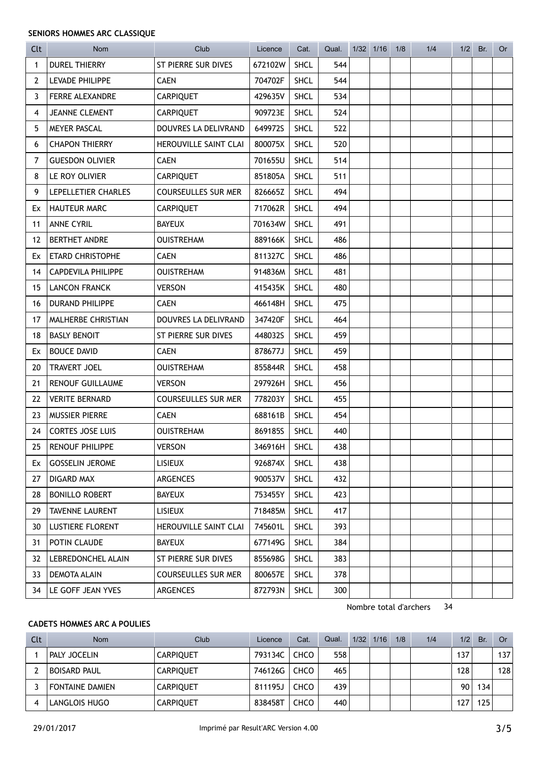#### SENIORS HOMMES ARC CLASSIQUE

| Clt | Nom | Club | Licence | Cat. | Qual. | 1/32 | 1/16 | 1/8 | 1/4 | 1/2 | Br. | Or |
|---|---|---|---|---|---|---|---|---|---|---|---|---|
| 1 | DUREL THIERRY | ST PIERRE SUR DIVES | 672102W | SHCL | 544 | | | | | | | |
| 2 | LEVADE PHILIPPE | CAEN | 704702F | SHCL | 544 | | | | | | | |
| 3 | FERRE ALEXANDRE | CARPIQUET | 429635V | SHCL | 534 | | | | | | | |
| 4 | JEANNE CLEMENT | CARPIQUET | 909723E | SHCL | 524 | | | | | | | |
| 5 | MEYER PASCAL | DOUVRES LA DELIVRAND | 649972S | SHCL | 522 | | | | | | | |
| 6 | CHAPON THIERRY | HEROUVILLE SAINT CLAI | 800075X | SHCL | 520 | | | | | | | |
| 7 | GUESDON OLIVIER | CAEN | 701655U | SHCL | 514 | | | | | | | |
| 8 | LE ROY OLIVIER | CARPIQUET | 851805A | SHCL | 511 | | | | | | | |
| 9 | LEPELLETIER CHARLES | COURSEULLES SUR MER | 826665Z | SHCL | 494 | | | | | | | |
| Ex | HAUTEUR MARC | CARPIQUET | 717062R | SHCL | 494 | | | | | | | |
| 11 | ANNE CYRIL | BAYEUX | 701634W | SHCL | 491 | | | | | | | |
| 12 | BERTHET ANDRE | OUISTREHAM | 889166K | SHCL | 486 | | | | | | | |
| Ex | ETARD CHRISTOPHE | CAEN | 811327C | SHCL | 486 | | | | | | | |
| 14 | CAPDEVILA PHILIPPE | OUISTREHAM | 914836M | SHCL | 481 | | | | | | | |
| 15 | LANCON FRANCK | VERSON | 415435K | SHCL | 480 | | | | | | | |
| 16 | DURAND PHILIPPE | CAEN | 466148H | SHCL | 475 | | | | | | | |
| 17 | MALHERBE CHRISTIAN | DOUVRES LA DELIVRAND | 347420F | SHCL | 464 | | | | | | | |
| 18 | BASLY BENOIT | ST PIERRE SUR DIVES | 448032S | SHCL | 459 | | | | | | | |
| Ex | BOUCE DAVID | CAEN | 878677J | SHCL | 459 | | | | | | | |
| 20 | TRAVERT JOEL | OUISTREHAM | 855844R | SHCL | 458 | | | | | | | |
| 21 | RENOUF GUILLAUME | VERSON | 297926H | SHCL | 456 | | | | | | | |
| 22 | VERITE BERNARD | COURSEULLES SUR MER | 778203Y | SHCL | 455 | | | | | | | |
| 23 | MUSSIER PIERRE | CAEN | 688161B | SHCL | 454 | | | | | | | |
| 24 | CORTES JOSE LUIS | OUISTREHAM | 869185S | SHCL | 440 | | | | | | | |
| 25 | RENOUF PHILIPPE | VERSON | 346916H | SHCL | 438 | | | | | | | |
| Ex | GOSSELIN JEROME | LISIEUX | 926874X | SHCL | 438 | | | | | | | |
| 27 | DIGARD MAX | ARGENCES | 900537V | SHCL | 432 | | | | | | | |
| 28 | BONILLO ROBERT | BAYEUX | 753455Y | SHCL | 423 | | | | | | | |
| 29 | TAVENNE LAURENT | LISIEUX | 718485M | SHCL | 417 | | | | | | | |
| 30 | LUSTIERE FLORENT | HEROUVILLE SAINT CLAI | 745601L | SHCL | 393 | | | | | | | |
| 31 | POTIN CLAUDE | BAYEUX | 677149G | SHCL | 384 | | | | | | | |
| 32 | LEBREDONCHEL ALAIN | ST PIERRE SUR DIVES | 855698G | SHCL | 383 | | | | | | | |
| 33 | DEMOTA ALAIN | COURSEULLES SUR MER | 800657E | SHCL | 378 | | | | | | | |
| 34 | LE GOFF JEAN YVES | ARGENCES | 872793N | SHCL | 300 | | | | | | | |

Nombre total d'archers 34

#### CADETS HOMMES ARC A POULIES

| Clt | Nom | Club | Licence | Cat. | Qual. | 1/32 | 1/16 | 1/8 | 1/4 | 1/2 | Br. | Or |
|---|---|---|---|---|---|---|---|---|---|---|---|---|
| 1 | PALY JOCELIN | CARPIQUET | 793134C | CHCO | 558 | | | | | 137 | | 137 |
| 2 | BOISARD PAUL | CARPIQUET | 746126G | CHCO | 465 | | | | | 128 | | 128 |
| 3 | FONTAINE DAMIEN | CARPIQUET | 811195J | CHCO | 439 | | | | | 90 | 134 | |
| 4 | LANGLOIS HUGO | CARPIQUET | 838458T | CHCO | 440 | | | | | 127 | 125 | |

29/01/2017 Imprimé par Result'ARC Version 4.00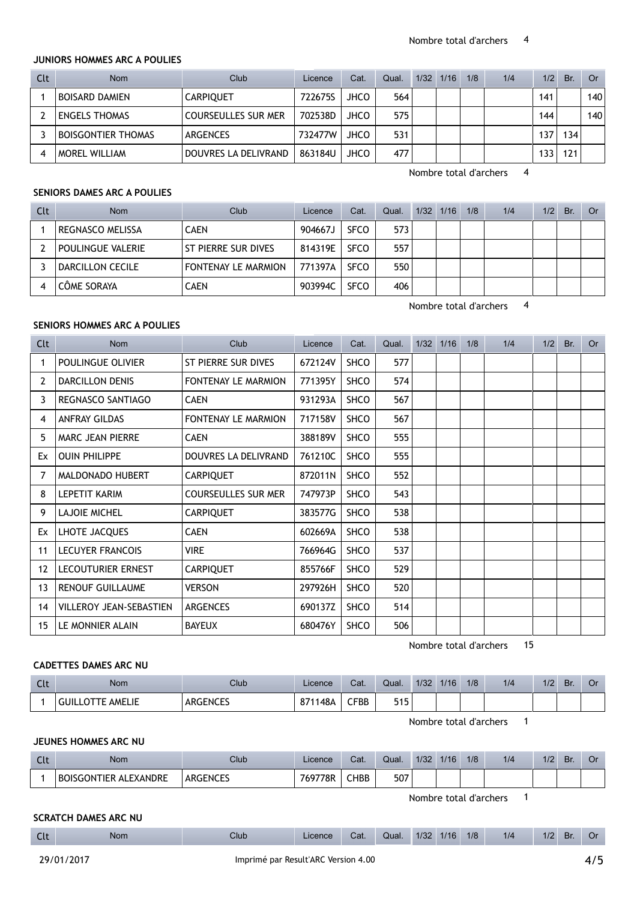Nombre total d'archers 4

### JUNIORS HOMMES ARC A POULIES

| Clt | Nom | Club | Licence | Cat. | Qual. | 1/32 | 1/16 | 1/8 | 1/4 | 1/2 | Br. | Or |
|---|---|---|---|---|---|---|---|---|---|---|---|---|
| 1 | BOISARD DAMIEN | CARPIQUET | 722675S | JHCO | 564 | | | | | 141 | | 140 |
| 2 | ENGELS THOMAS | COURSEULLES SUR MER | 702538D | JHCO | 575 | | | | | 144 | | 140 |
| 3 | BOISGONTIER THOMAS | ARGENCES | 732477W | JHCO | 531 | | | | | 137 | 134 | |
| 4 | MOREL WILLIAM | DOUVRES LA DELIVRAND | 863184U | JHCO | 477 | | | | | 133 | 121 | |

Nombre total d'archers 4

### SENIORS DAMES ARC A POULIES

| Clt | Nom | Club | Licence | Cat. | Qual. | 1/32 | 1/16 | 1/8 | 1/4 | 1/2 | Br. | Or |
|---|---|---|---|---|---|---|---|---|---|---|---|---|
| 1 | REGNASCO MELISSA | CAEN | 904667J | SFCO | 573 | | | | | | | |
| 2 | POULINGUE VALERIE | ST PIERRE SUR DIVES | 814319E | SFCO | 557 | | | | | | | |
| 3 | DARCILLON CECILE | FONTENAY LE MARMION | 771397A | SFCO | 550 | | | | | | | |
| 4 | CÔME SORAYA | CAEN | 903994C | SFCO | 406 | | | | | | | |

Nombre total d'archers 4

### SENIORS HOMMES ARC A POULIES

| Clt | Nom | Club | Licence | Cat. | Qual. | 1/32 | 1/16 | 1/8 | 1/4 | 1/2 | Br. | Or |
|---|---|---|---|---|---|---|---|---|---|---|---|---|
| 1 | POULINGUE OLIVIER | ST PIERRE SUR DIVES | 672124V | SHCO | 577 | | | | | | | |
| 2 | DARCILLON DENIS | FONTENAY LE MARMION | 771395Y | SHCO | 574 | | | | | | | |
| 3 | REGNASCO SANTIAGO | CAEN | 931293A | SHCO | 567 | | | | | | | |
| 4 | ANFRAY GILDAS | FONTENAY LE MARMION | 717158V | SHCO | 567 | | | | | | | |
| 5 | MARC JEAN PIERRE | CAEN | 388189V | SHCO | 555 | | | | | | | |
| Ex | OUIN PHILIPPE | DOUVRES LA DELIVRAND | 761210C | SHCO | 555 | | | | | | | |
| 7 | MALDONADO HUBERT | CARPIQUET | 872011N | SHCO | 552 | | | | | | | |
| 8 | LEPETIT KARIM | COURSEULLES SUR MER | 747973P | SHCO | 543 | | | | | | | |
| 9 | LAJOIE MICHEL | CARPIQUET | 383577G | SHCO | 538 | | | | | | | |
| Ex | LHOTE JACQUES | CAEN | 602669A | SHCO | 538 | | | | | | | |
| 11 | LECUYER FRANCOIS | VIRE | 766964G | SHCO | 537 | | | | | | | |
| 12 | LECOUTURIER ERNEST | CARPIQUET | 855766F | SHCO | 529 | | | | | | | |
| 13 | RENOUF GUILLAUME | VERSON | 297926H | SHCO | 520 | | | | | | | |
| 14 | VILLEROY JEAN-SEBASTIEN | ARGENCES | 690137Z | SHCO | 514 | | | | | | | |
| 15 | LE MONNIER ALAIN | BAYEUX | 680476Y | SHCO | 506 | | | | | | | |

Nombre total d'archers 15

### CADETTES DAMES ARC NU

| Clt | Nom | Club | Licence | Cat. | Qual. | 1/32 | 1/16 | 1/8 | 1/4 | 1/2 | Br. | Or |
|---|---|---|---|---|---|---|---|---|---|---|---|---|
| 1 | GUILLOTTE AMELIE | ARGENCES | 871148A | CFBB | 515 | | | | | | | |

Nombre total d'archers 1

### JEUNES HOMMES ARC NU

| Clt | Nom | Club | Licence | Cat. | Qual. | 1/32 | 1/16 | 1/8 | 1/4 | 1/2 | Br. | Or |
|---|---|---|---|---|---|---|---|---|---|---|---|---|
| 1 | BOISGONTIER ALEXANDRE | ARGENCES | 769778R | CHBB | 507 | | | | | | | |

Nombre total d'archers 1

### SCRATCH DAMES ARC NU

| Clt | Nom | Club | Licence | Cat. | Qual. | 1/32 | 1/16 | 1/8 | 1/4 | 1/2 | Br. | Or |
|---|---|---|---|---|---|---|---|---|---|---|---|---|

29/01/2017 Imprimé par Result'ARC Version 4.00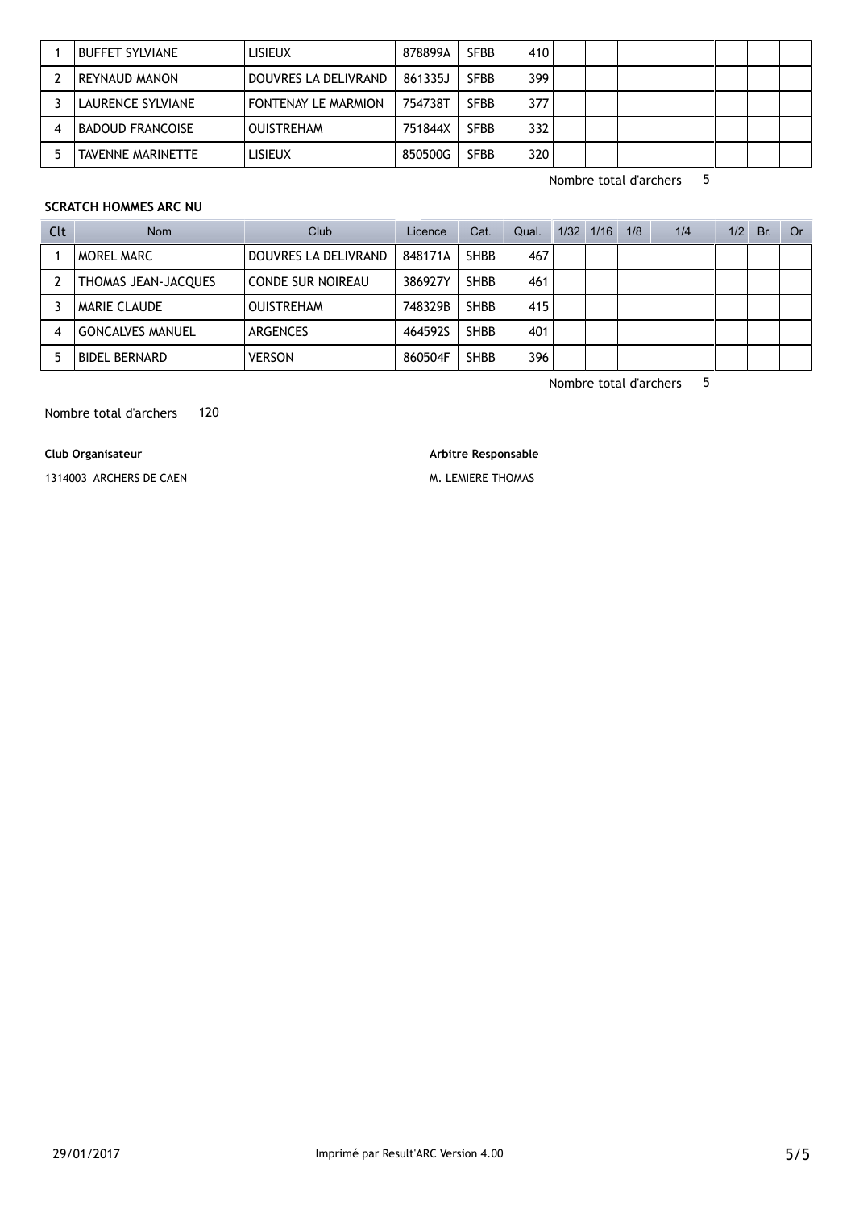| | | | | | | | | | | | | |
|---|---|---|---|---|---|---|---|---|---|---|---|---|
| 1 | BUFFET SYLVIANE | LISIEUX | 878899A | SFBB | 410 | | | | | | | |
| 2 | REYNAUD MANON | DOUVRES LA DELIVRAND | 861335J | SFBB | 399 | | | | | | | |
| 3 | LAURENCE SYLVIANE | FONTENAY LE MARMION | 754738T | SFBB | 377 | | | | | | | |
| 4 | BADOUD FRANCOISE | OUISTREHAM | 751844X | SFBB | 332 | | | | | | | |
| 5 | TAVENNE MARINETTE | LISIEUX | 850500G | SFBB | 320 | | | | | | | |

Nombre total d'archers 5

**SCRATCH HOMMES ARC NU**

| Clt | Nom | Club | Licence | Cat. | Qual. | 1/32 | 1/16 | 1/8 | 1/4 | 1/2 | Br. | Or |
|---|---|---|---|---|---|---|---|---|---|---|---|---|
| 1 | MOREL MARC | DOUVRES LA DELIVRAND | 848171A | SHBB | 467 | | | | | | | |
| 2 | THOMAS JEAN-JACQUES | CONDE SUR NOIREAU | 386927Y | SHBB | 461 | | | | | | | |
| 3 | MARIE CLAUDE | OUISTREHAM | 748329B | SHBB | 415 | | | | | | | |
| 4 | GONCALVES MANUEL | ARGENCES | 464592S | SHBB | 401 | | | | | | | |
| 5 | BIDEL BERNARD | VERSON | 860504F | SHBB | 396 | | | | | | | |

Nombre total d'archers 5

Nombre total d'archers 120

**Club Organisateur**

1314003 ARCHERS DE CAEN

**Arbitre Responsable**

M. LEMIERE THOMAS

29/01/2017 Imprimé par Result'ARC Version 4.00